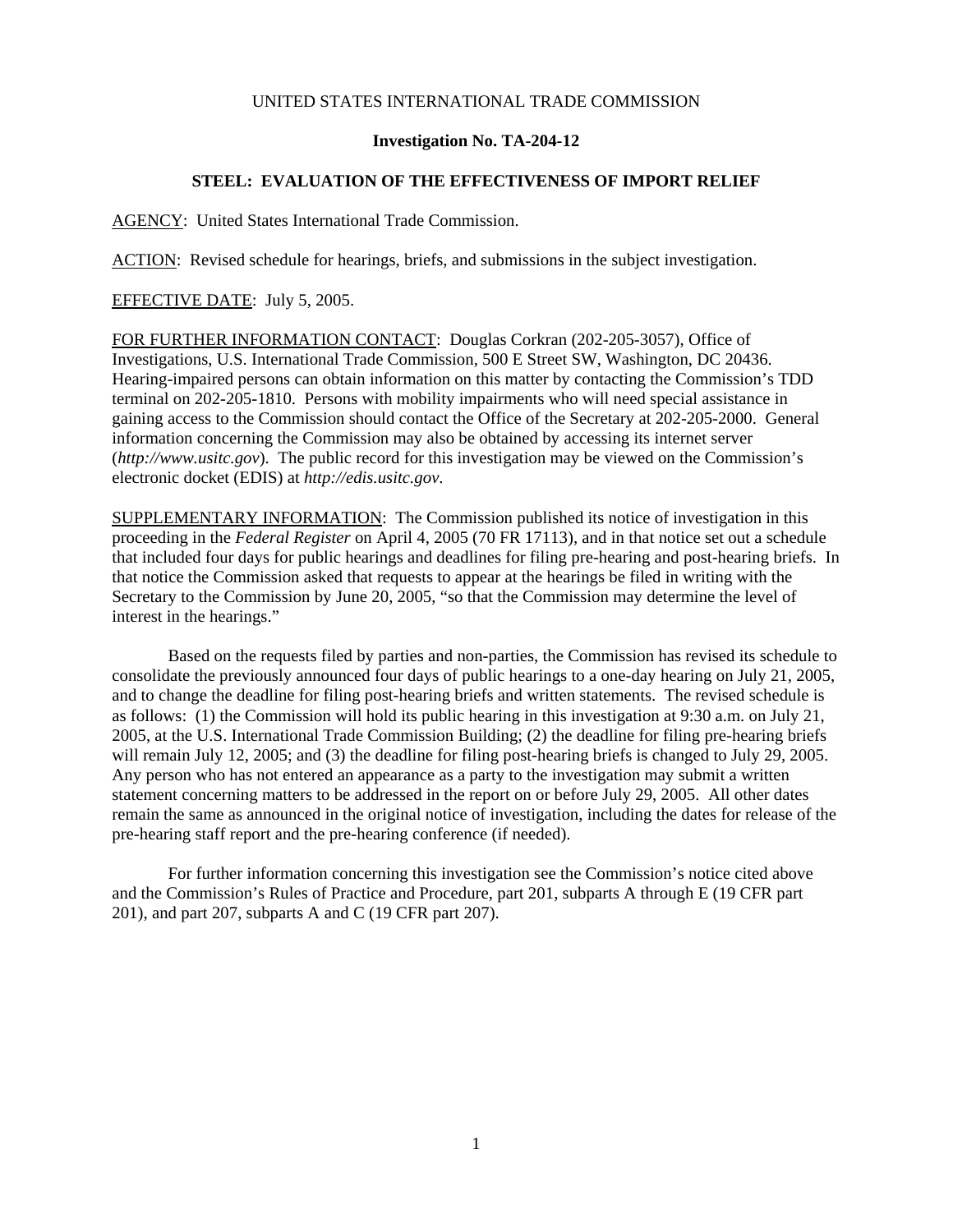UNITED STATES INTERNATIONAL TRADE COMMISSION

**Investigation No. TA-204-12**

**STEEL: EVALUATION OF THE EFFECTIVENESS OF IMPORT RELIEF**

AGENCY: United States International Trade Commission.

ACTION: Revised schedule for hearings, briefs, and submissions in the subject investigation.

EFFECTIVE DATE: July 5, 2005.

FOR FURTHER INFORMATION CONTACT: Douglas Corkran (202-205-3057), Office of Investigations, U.S. International Trade Commission, 500 E Street SW, Washington, DC 20436. Hearing-impaired persons can obtain information on this matter by contacting the Commission's TDD terminal on 202-205-1810. Persons with mobility impairments who will need special assistance in gaining access to the Commission should contact the Office of the Secretary at 202-205-2000. General information concerning the Commission may also be obtained by accessing its internet server (*http://www.usitc.gov*). The public record for this investigation may be viewed on the Commission's electronic docket (EDIS) at *http://edis.usitc.gov*.

SUPPLEMENTARY INFORMATION: The Commission published its notice of investigation in this proceeding in the *Federal Register* on April 4, 2005 (70 FR 17113), and in that notice set out a schedule that included four days for public hearings and deadlines for filing pre-hearing and post-hearing briefs. In that notice the Commission asked that requests to appear at the hearings be filed in writing with the Secretary to the Commission by June 20, 2005, "so that the Commission may determine the level of interest in the hearings."

Based on the requests filed by parties and non-parties, the Commission has revised its schedule to consolidate the previously announced four days of public hearings to a one-day hearing on July 21, 2005, and to change the deadline for filing post-hearing briefs and written statements. The revised schedule is as follows: (1) the Commission will hold its public hearing in this investigation at 9:30 a.m. on July 21, 2005, at the U.S. International Trade Commission Building; (2) the deadline for filing pre-hearing briefs will remain July 12, 2005; and (3) the deadline for filing post-hearing briefs is changed to July 29, 2005. Any person who has not entered an appearance as a party to the investigation may submit a written statement concerning matters to be addressed in the report on or before July 29, 2005. All other dates remain the same as announced in the original notice of investigation, including the dates for release of the pre-hearing staff report and the pre-hearing conference (if needed).

For further information concerning this investigation see the Commission's notice cited above and the Commission's Rules of Practice and Procedure, part 201, subparts A through E (19 CFR part 201), and part 207, subparts A and C (19 CFR part 207).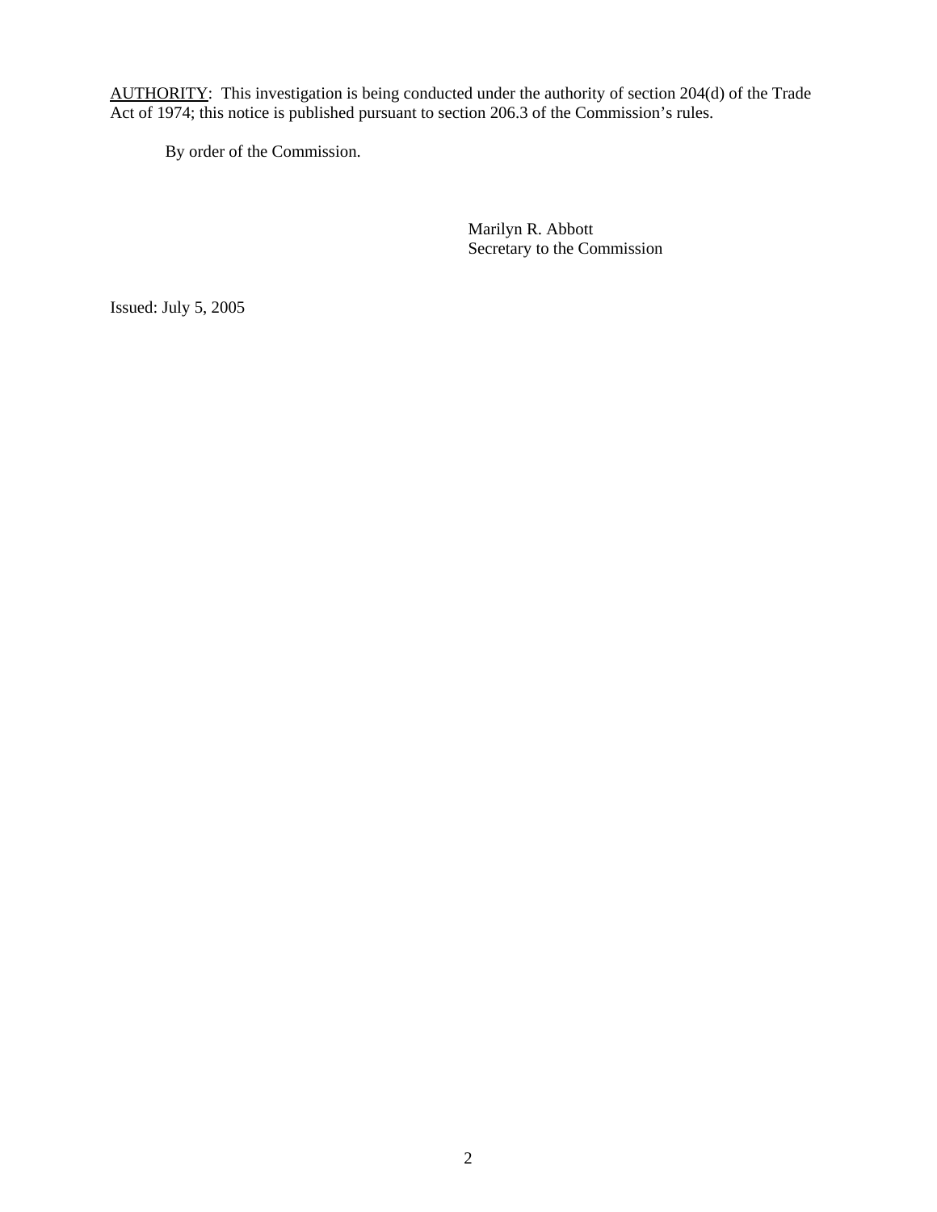AUTHORITY: This investigation is being conducted under the authority of section 204(d) of the Trade Act of 1974; this notice is published pursuant to section 206.3 of the Commission's rules.

By order of the Commission.

Marilyn R. Abbott
Secretary to the Commission

Issued: July 5, 2005